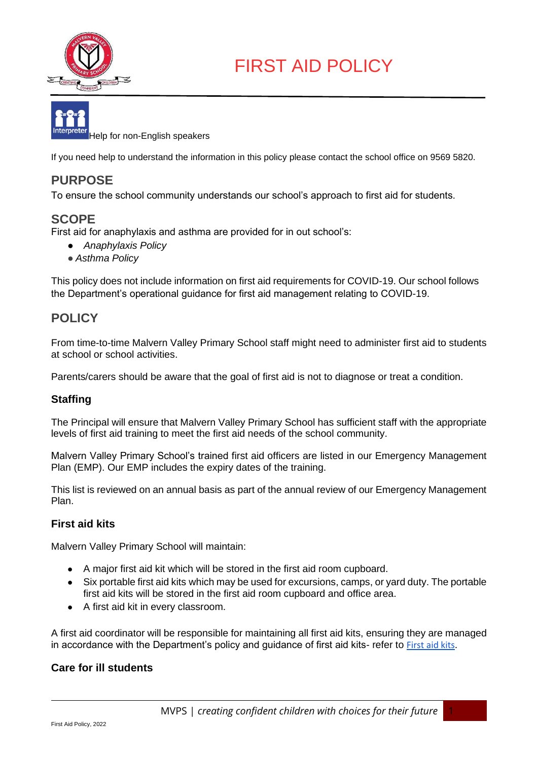# FIRST AID POLICY

Help for non-English speakers

If you need help to understand the information in this policy please contact the school office on 9569 5820.

## PURPOSE

To ensure the school community understands our school's approach to first aid for students.

## SCOPE

First aid for anaphylaxis and asthma are provided for in out school's:

- *Anaphylaxis Policy*
- *Asthma Policy*

This policy does not include information on first aid requirements for COVID-19. Our school follows the Department's operational guidance for first aid management relating to COVID-19.

## POLICY

From time-to-time Malvern Valley Primary School staff might need to administer first aid to students at school or school activities.

Parents/carers should be aware that the goal of first aid is not to diagnose or treat a condition.

### Staffing

The Principal will ensure that Malvern Valley Primary School has sufficient staff with the appropriate levels of first aid training to meet the first aid needs of the school community.

Malvern Valley Primary School's trained first aid officers are listed in our Emergency Management Plan (EMP). Our EMP includes the expiry dates of the training.

This list is reviewed on an annual basis as part of the annual review of our Emergency Management Plan.

### First aid kits

Malvern Valley Primary School will maintain:

- A major first aid kit which will be stored in the first aid room cupboard.
- Six portable first aid kits which may be used for excursions, camps, or yard duty. The portable first aid kits will be stored in the first aid room cupboard and office area.
- A first aid kit in every classroom.

A first aid coordinator will be responsible for maintaining all first aid kits, ensuring they are managed in accordance with the Department's policy and guidance of first aid kits- refer to First aid kits.

### Care for ill students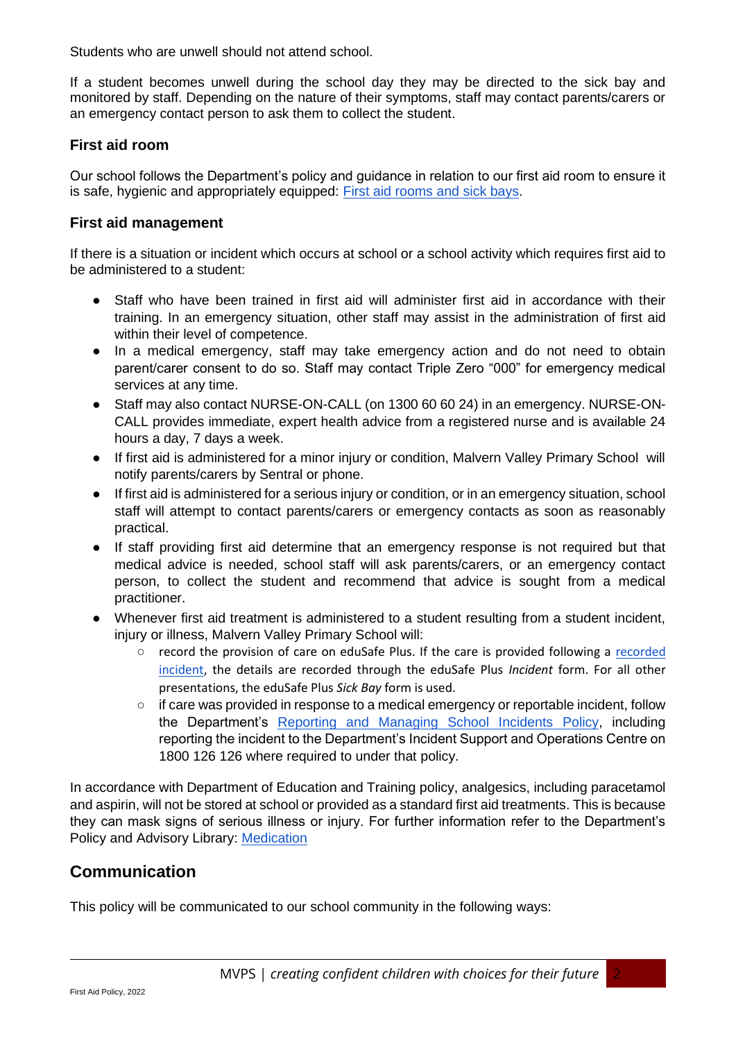Students who are unwell should not attend school.

If a student becomes unwell during the school day they may be directed to the sick bay and monitored by staff. Depending on the nature of their symptoms, staff may contact parents/carers or an emergency contact person to ask them to collect the student.

### First aid room

Our school follows the Department's policy and guidance in relation to our first aid room to ensure it is safe, hygienic and appropriately equipped: [First aid rooms and sick bays](First aid rooms and sick bays).

### First aid management

If there is a situation or incident which occurs at school or a school activity which requires first aid to be administered to a student:

- Staff who have been trained in first aid will administer first aid in accordance with their training. In an emergency situation, other staff may assist in the administration of first aid within their level of competence.
- In a medical emergency, staff may take emergency action and do not need to obtain parent/carer consent to do so. Staff may contact Triple Zero "000" for emergency medical services at any time.
- Staff may also contact NURSE-ON-CALL (on 1300 60 60 24) in an emergency. NURSE-ON-CALL provides immediate, expert health advice from a registered nurse and is available 24 hours a day, 7 days a week.
- If first aid is administered for a minor injury or condition, Malvern Valley Primary School will notify parents/carers by Sentral or phone.
- If first aid is administered for a serious injury or condition, or in an emergency situation, school staff will attempt to contact parents/carers or emergency contacts as soon as reasonably practical.
- If staff providing first aid determine that an emergency response is not required but that medical advice is needed, school staff will ask parents/carers, or an emergency contact person, to collect the student and recommend that advice is sought from a medical practitioner.
- Whenever first aid treatment is administered to a student resulting from a student incident, injury or illness, Malvern Valley Primary School will:
    - record the provision of care on eduSafe Plus. If the care is provided following a recorded incident, the details are recorded through the eduSafe Plus *Incident* form. For all other presentations, the eduSafe Plus *Sick Bay* form is used.
    - if care was provided in response to a medical emergency or reportable incident, follow the Department's Reporting and Managing School Incidents Policy, including reporting the incident to the Department's Incident Support and Operations Centre on 1800 126 126 where required to under that policy.

In accordance with Department of Education and Training policy, analgesics, including paracetamol and aspirin, will not be stored at school or provided as a standard first aid treatments. This is because they can mask signs of serious illness or injury. For further information refer to the Department's Policy and Advisory Library: Medication

## Communication

This policy will be communicated to our school community in the following ways: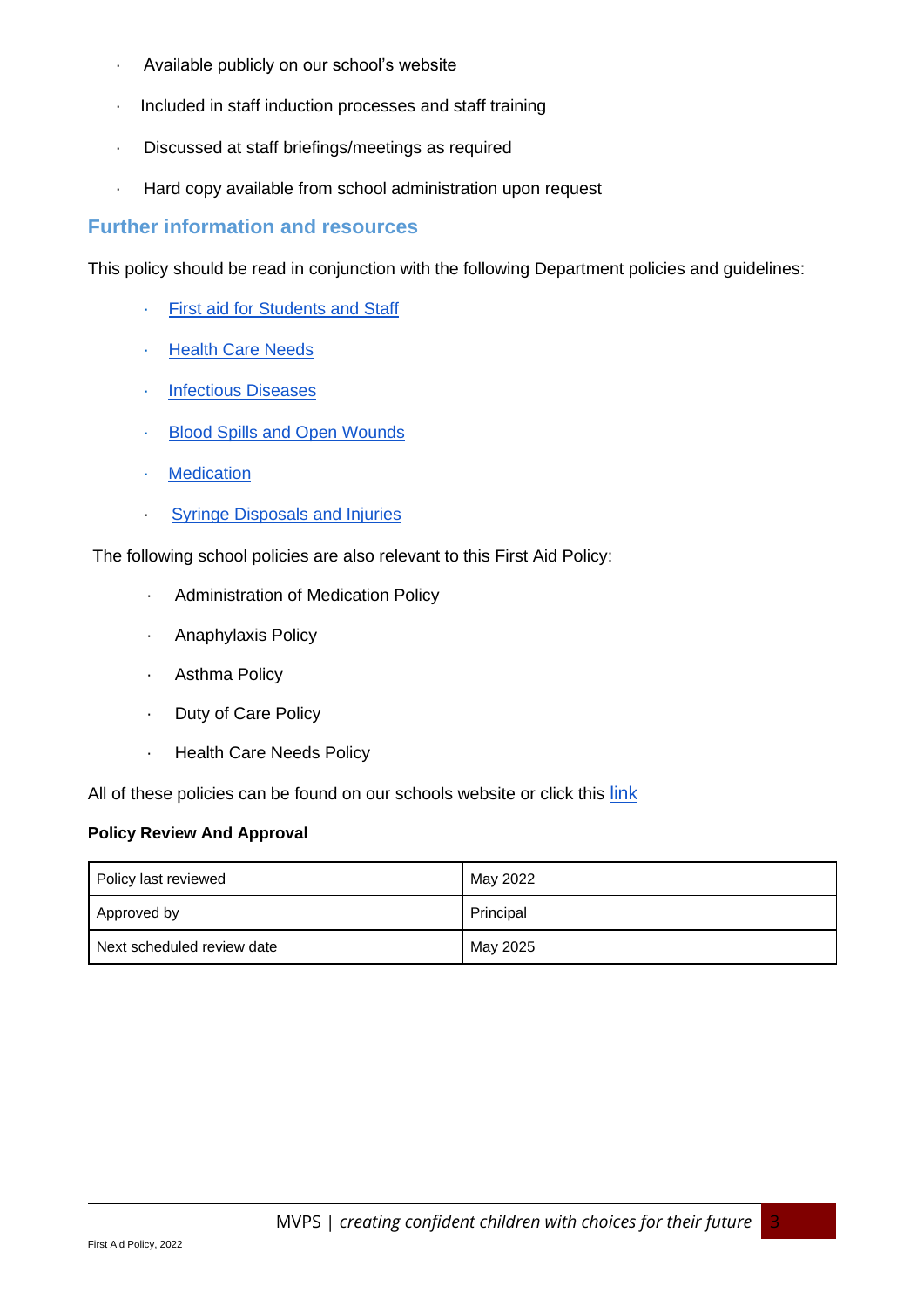- Available publicly on our school's website
- Included in staff induction processes and staff training
- Discussed at staff briefings/meetings as required
- Hard copy available from school administration upon request

## Further information and resources

This policy should be read in conjunction with the following Department policies and guidelines:

- First aid for Students and Staff
- Health Care Needs
- Infectious Diseases
- Blood Spills and Open Wounds
- Medication
- Syringe Disposals and Injuries

The following school policies are also relevant to this First Aid Policy:

- Administration of Medication Policy
- Anaphylaxis Policy
- Asthma Policy
- Duty of Care Policy
- Health Care Needs Policy

All of these policies can be found on our schools website or click this link

**Policy Review And Approval**

| | |
|---|---|
| Policy last reviewed | May 2022 |
| Approved by | Principal |
| Next scheduled review date | May 2025 |